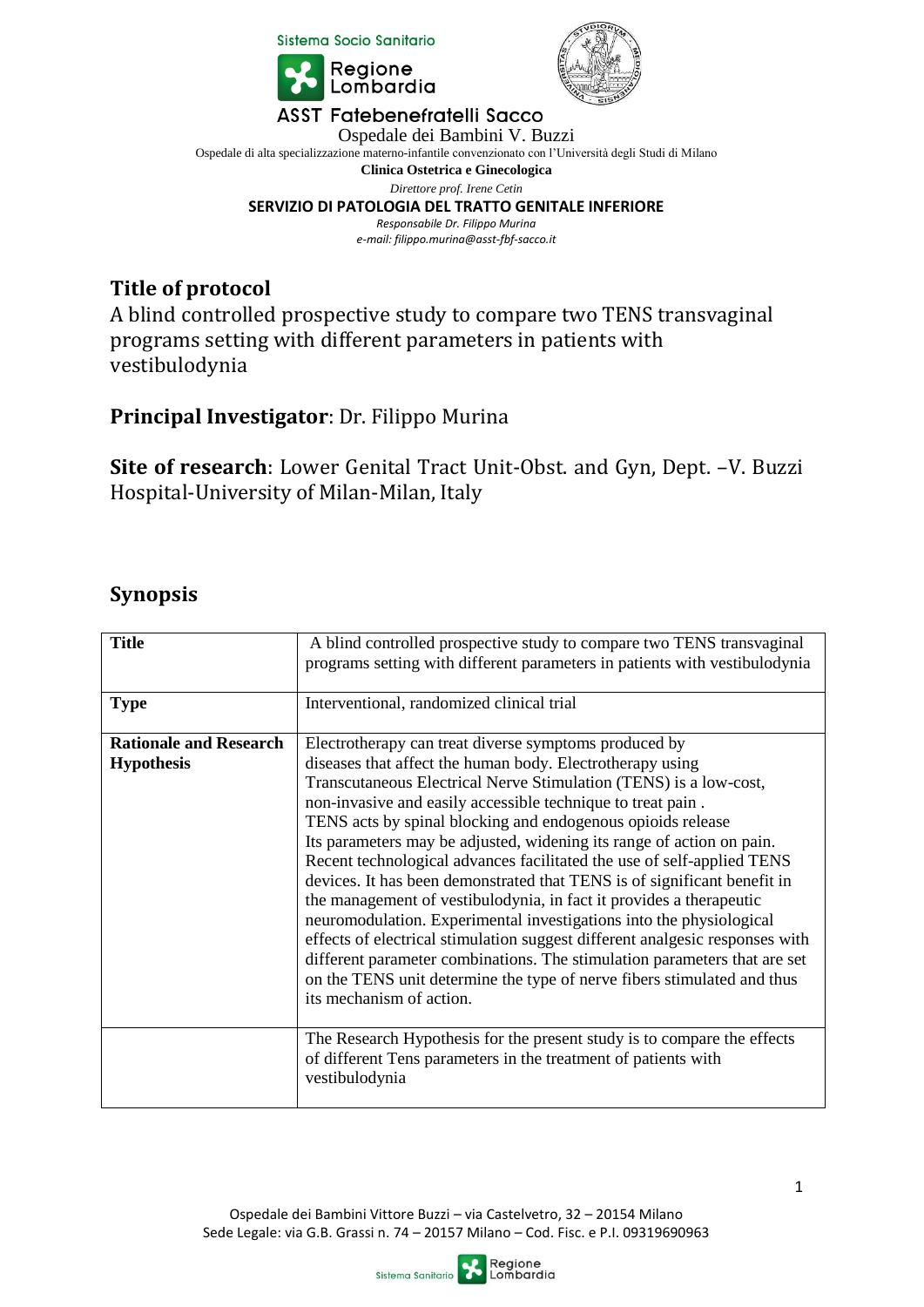Sistema Socio Sanitario

Regione Lombardia

ASST Fatebenefratelli Sacco

Ospedale dei Bambini V. Buzzi

Ospedale di alta specializzazione materno-infantile convenzionato con l'Università degli Studi di Milano

**Clinica Ostetrica e Ginecologica**

*Direttore prof. Irene Cetin*

**SERVIZIO DI PATOLOGIA DEL TRATTO GENITALE INFERIORE**

*Responsabile Dr. Filippo Murina*

*e-mail: filippo.murina@asst-fbf-sacco.it*

## Title of protocol

A blind controlled prospective study to compare two TENS transvaginal programs setting with different parameters in patients with vestibulodynia

**Principal Investigator**: Dr. Filippo Murina

**Site of research**: Lower Genital Tract Unit-Obst. and Gyn, Dept. –V. Buzzi Hospital-University of Milan-Milan, Italy

## Synopsis

| | |
|---|---|
| **Title** | A blind controlled prospective study to compare two TENS transvaginal programs setting with different parameters in patients with vestibulodynia |
| **Type** | Interventional, randomized clinical trial |
| **Rationale and Research Hypothesis** | Electrotherapy can treat diverse symptoms produced by diseases that affect the human body. Electrotherapy using Transcutaneous Electrical Nerve Stimulation (TENS) is a low-cost, non-invasive and easily accessible technique to treat pain . TENS acts by spinal blocking and endogenous opioids release Its parameters may be adjusted, widening its range of action on pain. Recent technological advances facilitated the use of self-applied TENS devices. It has been demonstrated that TENS is of significant benefit in the management of vestibulodynia, in fact it provides a therapeutic neuromodulation. Experimental investigations into the physiological effects of electrical stimulation suggest different analgesic responses with different parameter combinations. The stimulation parameters that are set on the TENS unit determine the type of nerve fibers stimulated and thus its mechanism of action. |
| | The Research Hypothesis for the present study is to compare the effects of different Tens parameters in the treatment of patients with vestibulodynia |

Ospedale dei Bambini Vittore Buzzi – via Castelvetro, 32 – 20154 Milano
Sede Legale: via G.B. Grassi n. 74 – 20157 Milano – Cod. Fisc. e P.I. 09319690963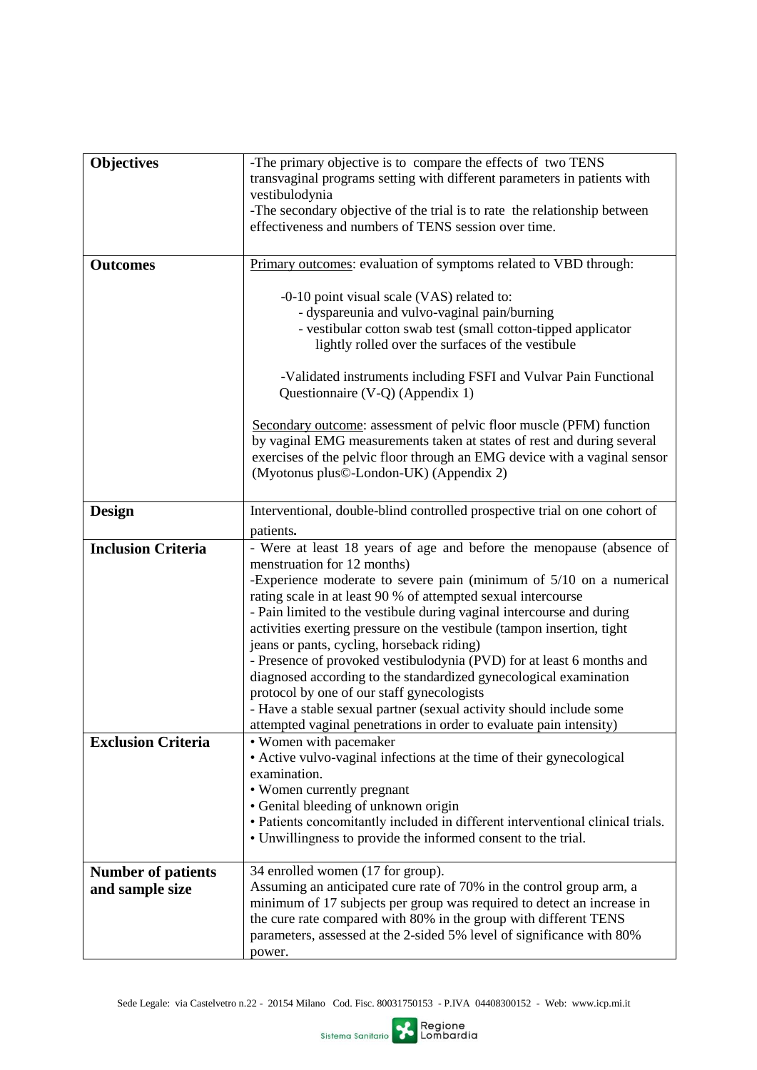| | |
|---|---|
| **Objectives** | -The primary objective is to compare the effects of two TENS transvaginal programs setting with different parameters in patients with vestibulodynia<br>-The secondary objective of the trial is to rate the relationship between effectiveness and numbers of TENS session over time. |
| **Outcomes** | <u>Primary outcomes</u>: evaluation of symptoms related to VBD through:<br><br>-0-10 point visual scale (VAS) related to:<br>- dyspareunia and vulvo-vaginal pain/burning<br>- vestibular cotton swab test (small cotton-tipped applicator lightly rolled over the surfaces of the vestibule<br><br>-Validated instruments including FSFI and Vulvar Pain Functional Questionnaire (V-Q) (Appendix 1)<br><br><u>Secondary outcome</u>: assessment of pelvic floor muscle (PFM) function by vaginal EMG measurements taken at states of rest and during several exercises of the pelvic floor through an EMG device with a vaginal sensor (Myotonus plus©-London-UK) (Appendix 2) |
| **Design** | Interventional, double-blind controlled prospective trial on one cohort of patients**.** |
| **Inclusion Criteria** | - Were at least 18 years of age and before the menopause (absence of menstruation for 12 months)<br>-Experience moderate to severe pain (minimum of 5/10 on a numerical rating scale in at least 90 % of attempted sexual intercourse<br>- Pain limited to the vestibule during vaginal intercourse and during activities exerting pressure on the vestibule (tampon insertion, tight jeans or pants, cycling, horseback riding)<br>- Presence of provoked vestibulodynia (PVD) for at least 6 months and diagnosed according to the standardized gynecological examination protocol by one of our staff gynecologists<br>- Have a stable sexual partner (sexual activity should include some attempted vaginal penetrations in order to evaluate pain intensity) |
| **Exclusion Criteria** | • Women with pacemaker<br>• Active vulvo-vaginal infections at the time of their gynecological examination.<br>• Women currently pregnant<br>• Genital bleeding of unknown origin<br>• Patients concomitantly included in different interventional clinical trials.<br>• Unwillingness to provide the informed consent to the trial. |
| **Number of patients and sample size** | 34 enrolled women (17 for group).<br>Assuming an anticipated cure rate of 70% in the control group arm, a minimum of 17 subjects per group was required to detect an increase in the cure rate compared with 80% in the group with different TENS parameters, assessed at the 2-sided 5% level of significance with 80% power. |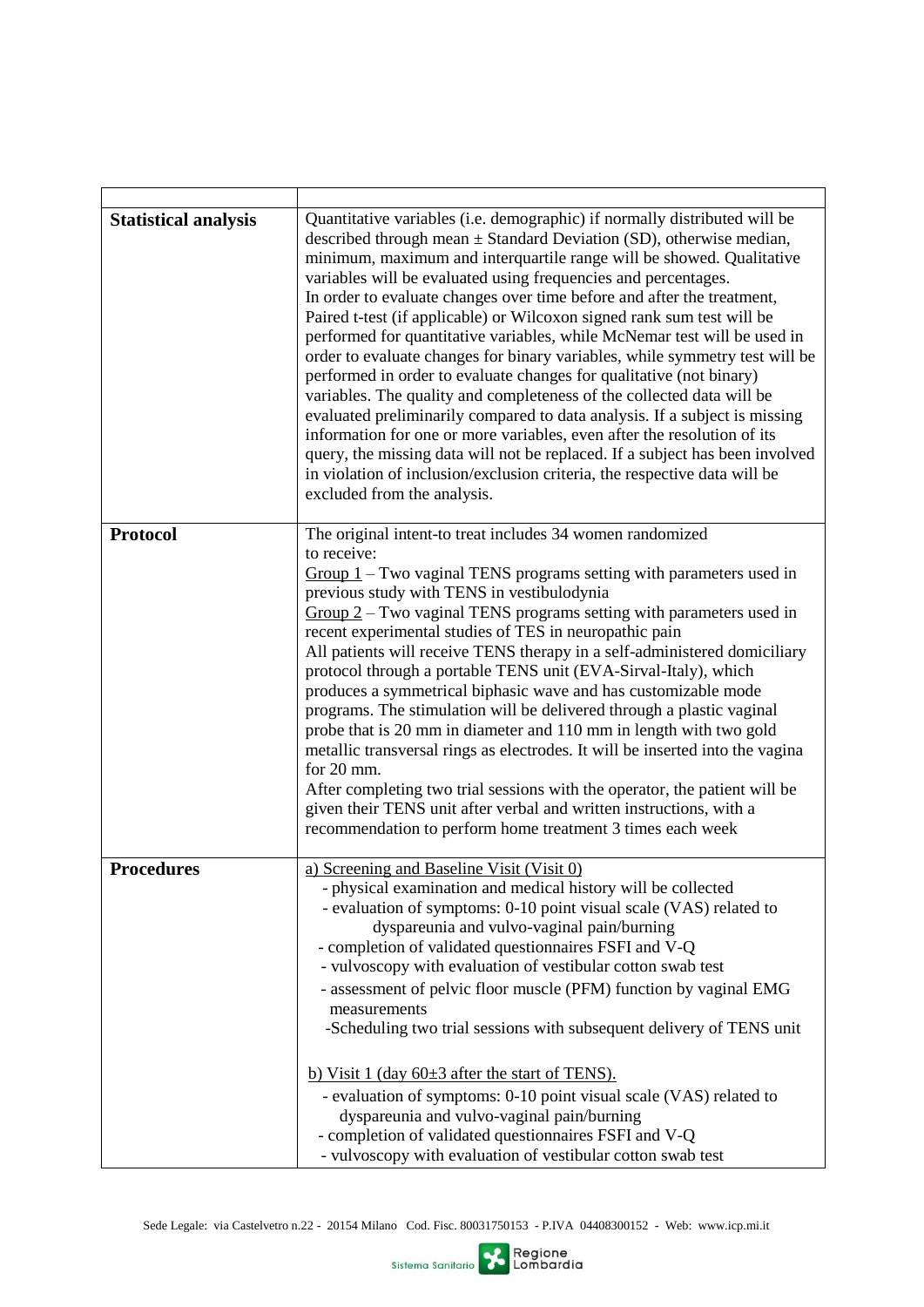| | |
|---|---|
| **Statistical analysis** | Quantitative variables (i.e. demographic) if normally distributed will be described through mean ± Standard Deviation (SD), otherwise median, minimum, maximum and interquartile range will be showed. Qualitative variables will be evaluated using frequencies and percentages.<br>In order to evaluate changes over time before and after the treatment, Paired t-test (if applicable) or Wilcoxon signed rank sum test will be performed for quantitative variables, while McNemar test will be used in order to evaluate changes for binary variables, while symmetry test will be performed in order to evaluate changes for qualitative (not binary) variables. The quality and completeness of the collected data will be evaluated preliminarily compared to data analysis. If a subject is missing information for one or more variables, even after the resolution of its query, the missing data will not be replaced. If a subject has been involved in violation of inclusion/exclusion criteria, the respective data will be excluded from the analysis. |
| **Protocol** | The original intent-to treat includes 34 women randomized to receive:<br>Group 1 – Two vaginal TENS programs setting with parameters used in previous study with TENS in vestibulodynia<br>Group 2 – Two vaginal TENS programs setting with parameters used in recent experimental studies of TES in neuropathic pain<br>All patients will receive TENS therapy in a self-administered domiciliary protocol through a portable TENS unit (EVA-Sirval-Italy), which produces a symmetrical biphasic wave and has customizable mode programs. The stimulation will be delivered through a plastic vaginal probe that is 20 mm in diameter and 110 mm in length with two gold metallic transversal rings as electrodes. It will be inserted into the vagina for 20 mm.<br>After completing two trial sessions with the operator, the patient will be given their TENS unit after verbal and written instructions, with a recommendation to perform home treatment 3 times each week |
| **Procedures** | a) Screening and Baseline Visit (Visit 0)<br>- physical examination and medical history will be collected<br>- evaluation of symptoms: 0-10 point visual scale (VAS) related to dyspareunia and vulvo-vaginal pain/burning<br>- completion of validated questionnaires FSFI and V-Q<br>- vulvoscopy with evaluation of vestibular cotton swab test<br>- assessment of pelvic floor muscle (PFM) function by vaginal EMG measurements<br>-Scheduling two trial sessions with subsequent delivery of TENS unit<br><br>b) Visit 1 (day 60±3 after the start of TENS).<br>- evaluation of symptoms: 0-10 point visual scale (VAS) related to dyspareunia and vulvo-vaginal pain/burning<br>- completion of validated questionnaires FSFI and V-Q<br>- vulvoscopy with evaluation of vestibular cotton swab test |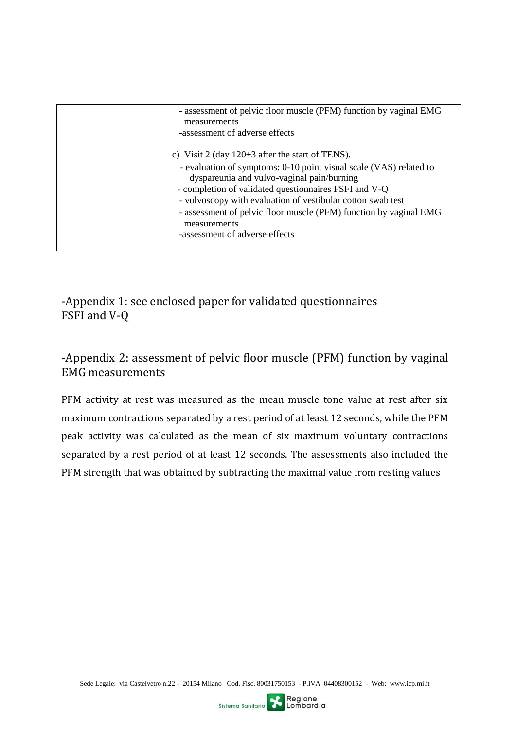| | - assessment of pelvic floor muscle (PFM) function by vaginal EMG measurements<br>-assessment of adverse effects<br><br>c) Visit 2 (day 120±3 after the start of TENS).<br>- evaluation of symptoms: 0-10 point visual scale (VAS) related to dyspareunia and vulvo-vaginal pain/burning<br>- completion of validated questionnaires FSFI and V-Q<br>- vulvoscopy with evaluation of vestibular cotton swab test<br>- assessment of pelvic floor muscle (PFM) function by vaginal EMG measurements<br>-assessment of adverse effects |
|---|---|

## -Appendix 1: see enclosed paper for validated questionnaires FSFI and V-Q

## -Appendix 2: assessment of pelvic floor muscle (PFM) function by vaginal EMG measurements

PFM activity at rest was measured as the mean muscle tone value at rest after six maximum contractions separated by a rest period of at least 12 seconds, while the PFM peak activity was calculated as the mean of six maximum voluntary contractions separated by a rest period of at least 12 seconds. The assessments also included the PFM strength that was obtained by subtracting the maximal value from resting values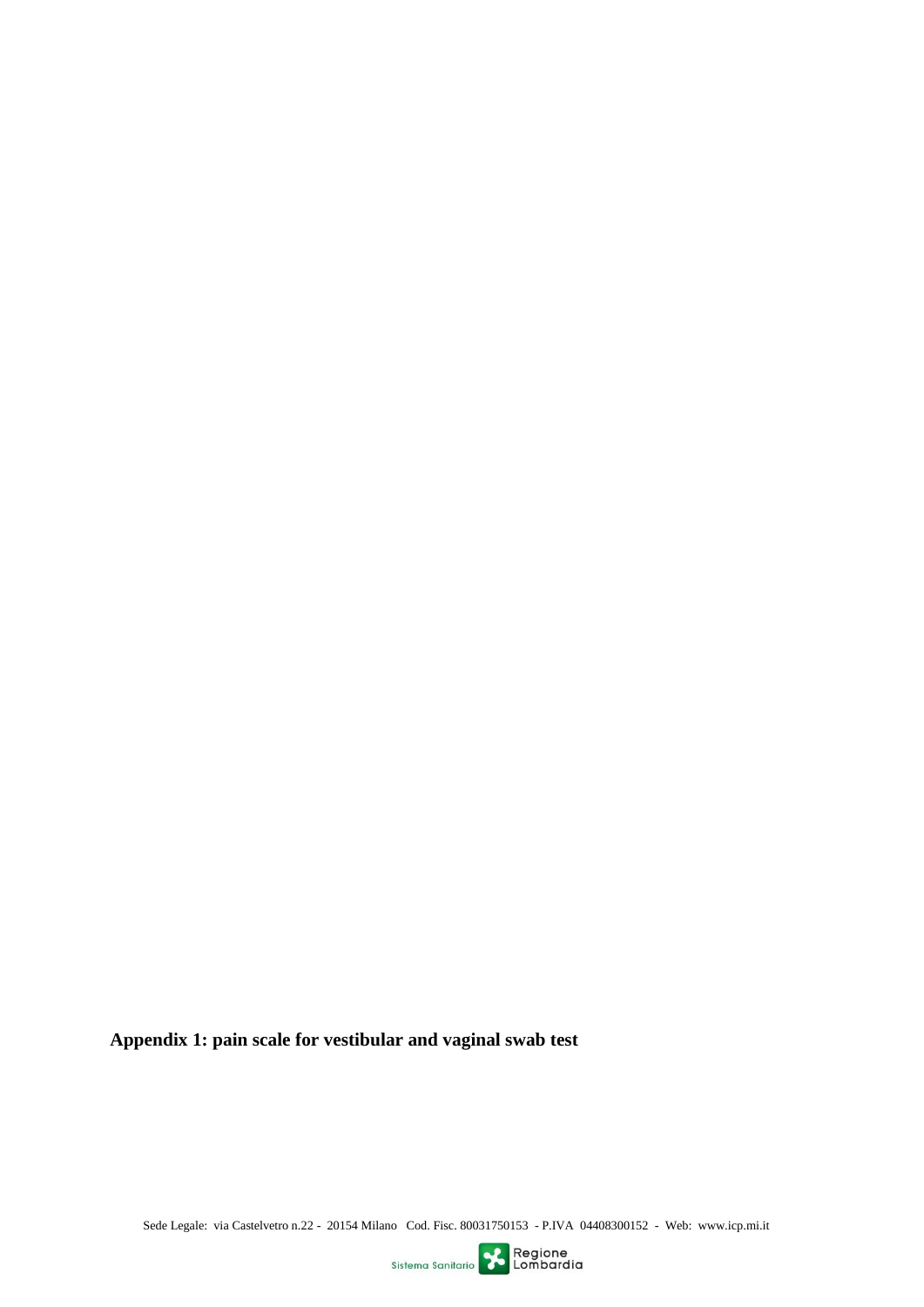**Appendix 1: pain scale for vestibular and vaginal swab test**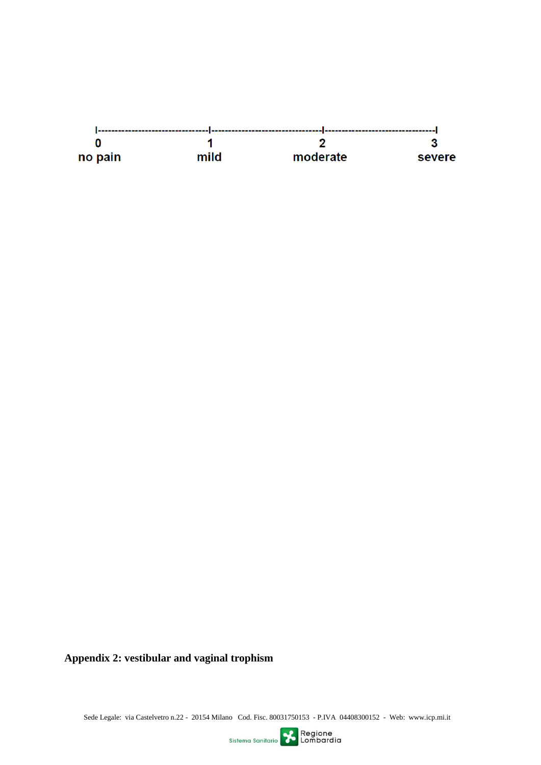```
I--------------------------------I--------------------------------I--------------------------------I
0                                1                                2                                3
no pain                          mild                             moderate                         severe
```

**Appendix 2: vestibular and vaginal trophism**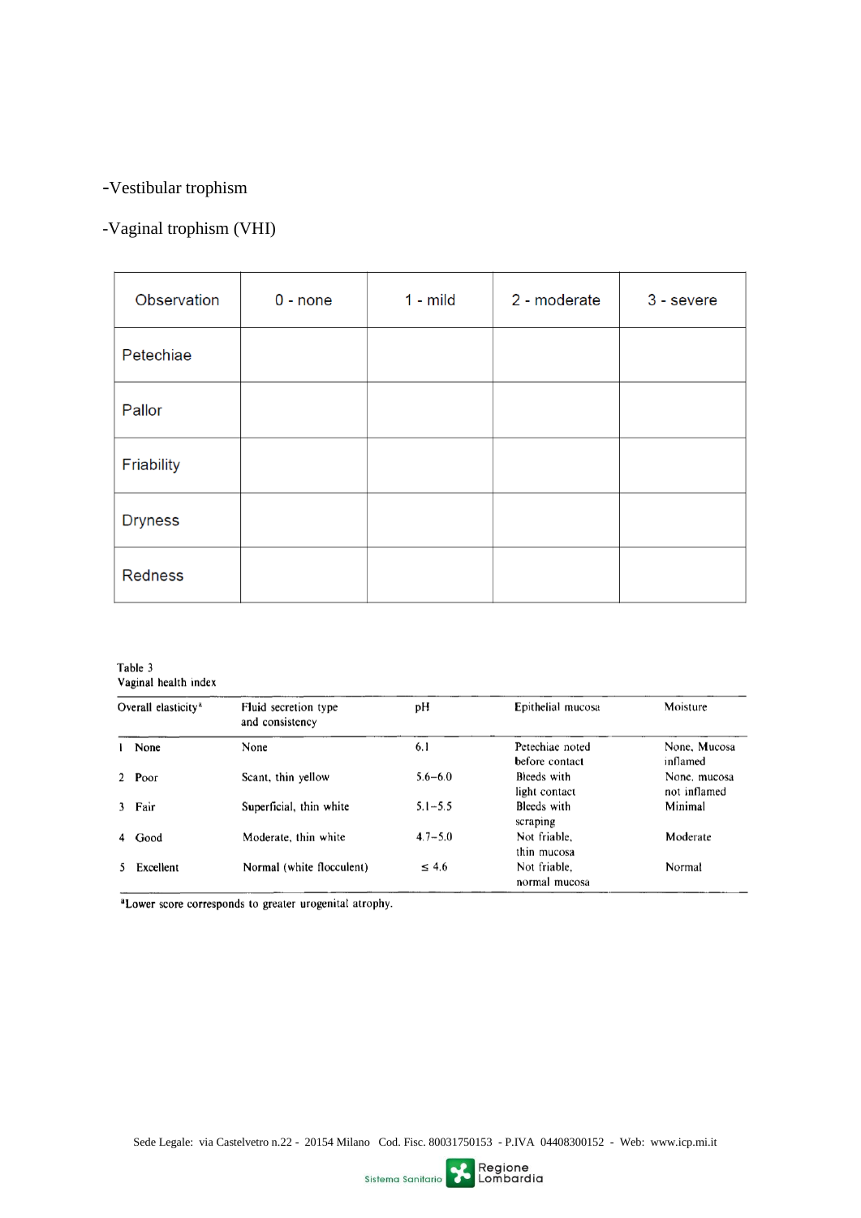-Vestibular trophism

-Vaginal trophism (VHI)

| Observation | 0 - none | 1 - mild | 2 - moderate | 3 - severe |
|---|---|---|---|---|
| Petechiae | | | | |
| Pallor | | | | |
| Friability | | | | |
| Dryness | | | | |
| Redness | | | | |

Table 3
Vaginal health index

| Overall elasticity[a] | Fluid secretion type and consistency | pH | Epithelial mucosa | Moisture |
|---|---|---|---|---|
| 1 None | None | 6.1 | Petechiae noted before contact | None, Mucosa inflamed |
| 2 Poor | Scant, thin yellow | 5.6–6.0 | Bleeds with light contact | None, mucosa not inflamed |
| 3 Fair | Superficial, thin white | 5.1–5.5 | Bleeds with scraping | Minimal |
| 4 Good | Moderate, thin white | 4.7–5.0 | Not friable, thin mucosa | Moderate |
| 5 Excellent | Normal (white flocculent) | ≤ 4.6 | Not friable, normal mucosa | Normal |

[a]Lower score corresponds to greater urogenital atrophy.